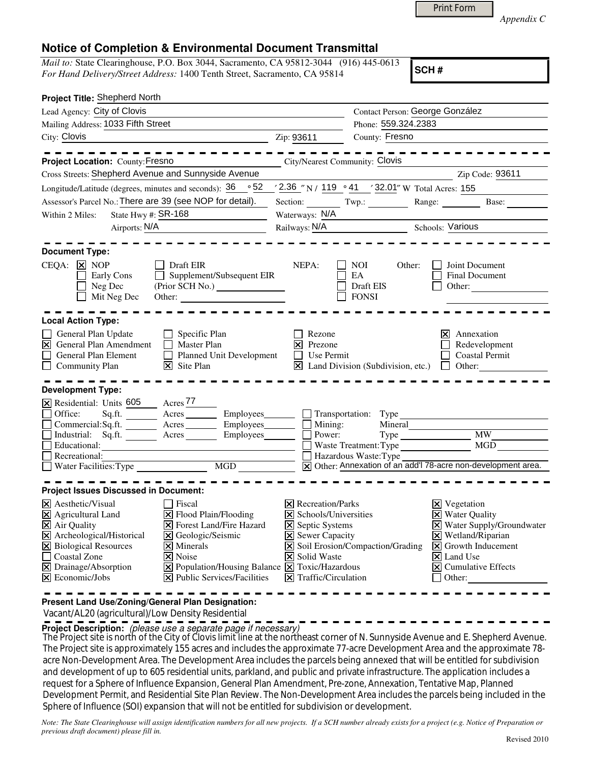Print Form

*Appendix C*

# Notice of Completion & Environmental Document Transmittal

*Mail to:* State Clearinghouse, P.O. Box 3044, Sacramento, CA 95812-3044 (916) 445-0613
*For Hand Delivery/Street Address:* 1400 Tenth Street, Sacramento, CA 95814

**SCH #**

**Project Title:** Shepherd North

Lead Agency: City of Clovis — Contact Person: George González
Mailing Address: 1033 Fifth Street — Phone: 559.324.2383
City: Clovis — Zip: 93611 — County: Fresno

**Project Location:** County: Fresno — City/Nearest Community: Clovis
Cross Streets: Shepherd Avenue and Sunnyside Avenue — Zip Code: 93611
Longitude/Latitude (degrees, minutes and seconds): 36 ° 52 ′ 2.36 ″ N / 119 ° 41 ′ 32.01″ W Total Acres: 155
Assessor's Parcel No.: There are 39 (see NOP for detail). Section: ______ Twp.: ______ Range: ______ Base: ______
Within 2 Miles: State Hwy #: SR-168 — Waterways: N/A
Airports: N/A — Railways: N/A — Schools: Various

**Document Type:**

CEQA: [x] NOP [ ] Early Cons [ ] Neg Dec [ ] Mit Neg Dec [ ] Draft EIR [ ] Supplement/Subsequent EIR (Prior SCH No.) ______ Other: ______
NEPA: [ ] NOI [ ] EA [ ] Draft EIS [ ] FONSI
Other: [ ] Joint Document [ ] Final Document [ ] Other: ______

**Local Action Type:**

- [ ] General Plan Update
- [x] General Plan Amendment
- [ ] General Plan Element
- [ ] Community Plan
- [ ] Specific Plan
- [ ] Master Plan
- [ ] Planned Unit Development
- [x] Site Plan
- [ ] Rezone
- [x] Prezone
- [ ] Use Permit
- [x] Land Division (Subdivision, etc.)
- [x] Annexation
- [ ] Redevelopment
- [ ] Coastal Permit
- [ ] Other: ______

**Development Type:**

- [x] Residential: Units 605 Acres 77
- [ ] Office: Sq.ft. ______ Acres ______ Employees ______
- [ ] Commercial: Sq.ft. ______ Acres ______ Employees ______
- [ ] Industrial: Sq.ft. ______ Acres ______ Employees ______
- [ ] Educational: ______
- [ ] Recreational: ______
- [ ] Water Facilities: Type ______ MGD ______
- [ ] Transportation: Type ______
- [ ] Mining: Mineral ______
- [ ] Power: Type ______ MW ______
- [ ] Waste Treatment: Type ______ MGD ______
- [ ] Hazardous Waste: Type ______
- [x] Other: Annexation of an add'l 78-acre non-development area.

**Project Issues Discussed in Document:**

- [x] Aesthetic/Visual
- [x] Agricultural Land
- [x] Air Quality
- [x] Archeological/Historical
- [x] Biological Resources
- [ ] Coastal Zone
- [x] Drainage/Absorption
- [x] Economic/Jobs
- [ ] Fiscal
- [x] Flood Plain/Flooding
- [x] Forest Land/Fire Hazard
- [x] Geologic/Seismic
- [x] Minerals
- [x] Noise
- [x] Population/Housing Balance
- [x] Public Services/Facilities
- [x] Recreation/Parks
- [x] Schools/Universities
- [x] Septic Systems
- [x] Sewer Capacity
- [x] Soil Erosion/Compaction/Grading
- [x] Solid Waste
- [x] Toxic/Hazardous
- [x] Traffic/Circulation
- [x] Vegetation
- [x] Water Quality
- [x] Water Supply/Groundwater
- [x] Wetland/Riparian
- [x] Growth Inducement
- [x] Land Use
- [x] Cumulative Effects
- [ ] Other: ______

**Present Land Use/Zoning/General Plan Designation:**

Vacant/AL20 (agricultural)/Low Density Residential

**Project Description:** *(please use a separate page if necessary)*

The Project site is north of the City of Clovis limit line at the northeast corner of N. Sunnyside Avenue and E. Shepherd Avenue. The Project site is approximately 155 acres and includes the approximate 77-acre Development Area and the approximate 78-acre Non-Development Area. The Development Area includes the parcels being annexed that will be entitled for subdivision and development of up to 605 residential units, parkland, and public and private infrastructure. The application includes a request for a Sphere of Influence Expansion, General Plan Amendment, Pre-zone, Annexation, Tentative Map, Planned Development Permit, and Residential Site Plan Review. The Non-Development Area includes the parcels being included in the Sphere of Influence (SOI) expansion that will not be entitled for subdivision or development.

*Note: The State Clearinghouse will assign identification numbers for all new projects. If a SCH number already exists for a project (e.g. Notice of Preparation or previous draft document) please fill in.*

Revised 2010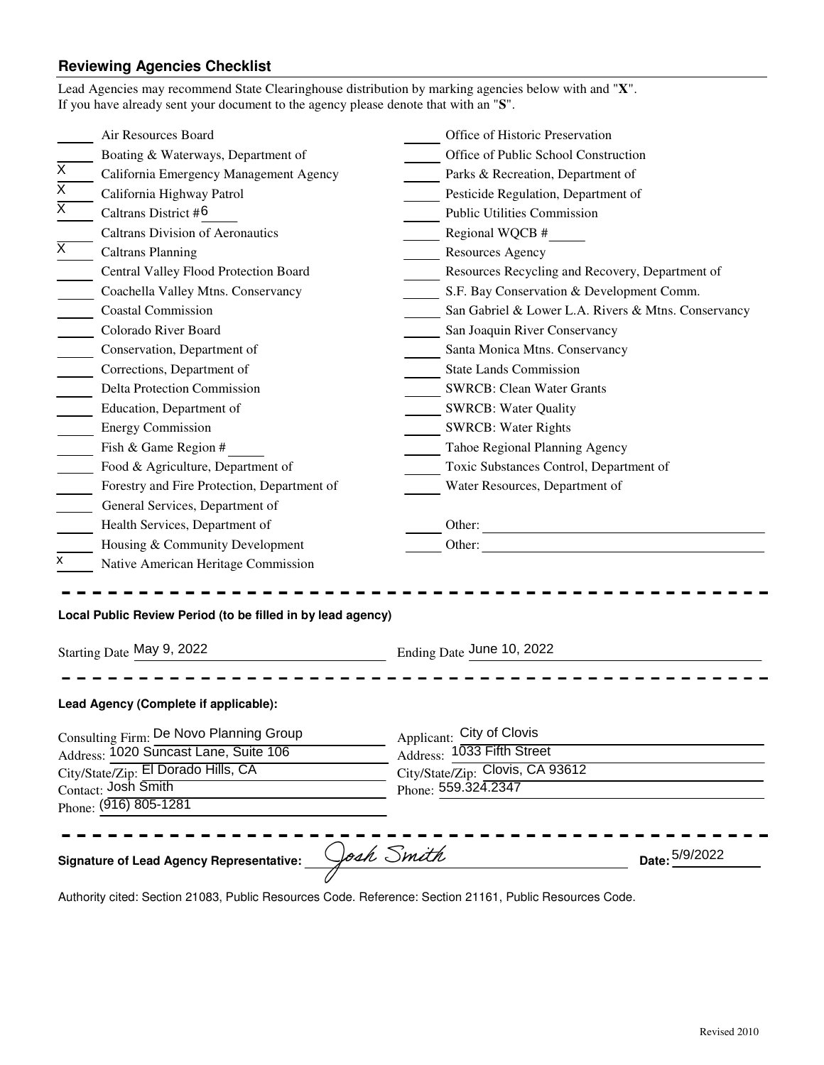## Reviewing Agencies Checklist

Lead Agencies may recommend State Clearinghouse distribution by marking agencies below with and "**X**".
If you have already sent your document to the agency please denote that with an "**S**".

| | | | |
|---|---|---|---|
| | Air Resources Board | | Office of Historic Preservation |
| | Boating & Waterways, Department of | | Office of Public School Construction |
| X | California Emergency Management Agency | | Parks & Recreation, Department of |
| X | California Highway Patrol | | Pesticide Regulation, Department of |
| X | Caltrans District # 6 | | Public Utilities Commission |
| | Caltrans Division of Aeronautics | | Regional WQCB # |
| X | Caltrans Planning | | Resources Agency |
| | Central Valley Flood Protection Board | | Resources Recycling and Recovery, Department of |
| | Coachella Valley Mtns. Conservancy | | S.F. Bay Conservation & Development Comm. |
| | Coastal Commission | | San Gabriel & Lower L.A. Rivers & Mtns. Conservancy |
| | Colorado River Board | | San Joaquin River Conservancy |
| | Conservation, Department of | | Santa Monica Mtns. Conservancy |
| | Corrections, Department of | | State Lands Commission |
| | Delta Protection Commission | | SWRCB: Clean Water Grants |
| | Education, Department of | | SWRCB: Water Quality |
| | Energy Commission | | SWRCB: Water Rights |
| | Fish & Game Region # | | Tahoe Regional Planning Agency |
| | Food & Agriculture, Department of | | Toxic Substances Control, Department of |
| | Forestry and Fire Protection, Department of | | Water Resources, Department of |
| | General Services, Department of | | |
| | Health Services, Department of | | Other: |
| | Housing & Community Development | | Other: |
| x | Native American Heritage Commission | | |

**Local Public Review Period (to be filled in by lead agency)**

Starting Date May 9, 2022 Ending Date June 10, 2022

**Lead Agency (Complete if applicable):**

Consulting Firm: De Novo Planning Group
Address: 1020 Suncast Lane, Suite 106
City/State/Zip: El Dorado Hills, CA
Contact: Josh Smith
Phone: (916) 805-1281

Applicant: City of Clovis
Address: 1033 Fifth Street
City/State/Zip: Clovis, CA 93612
Phone: 559.324.2347

**Signature of Lead Agency Representative:** Josh Smith **Date:** 5/9/2022

Authority cited: Section 21083, Public Resources Code. Reference: Section 21161, Public Resources Code.

Revised 2010